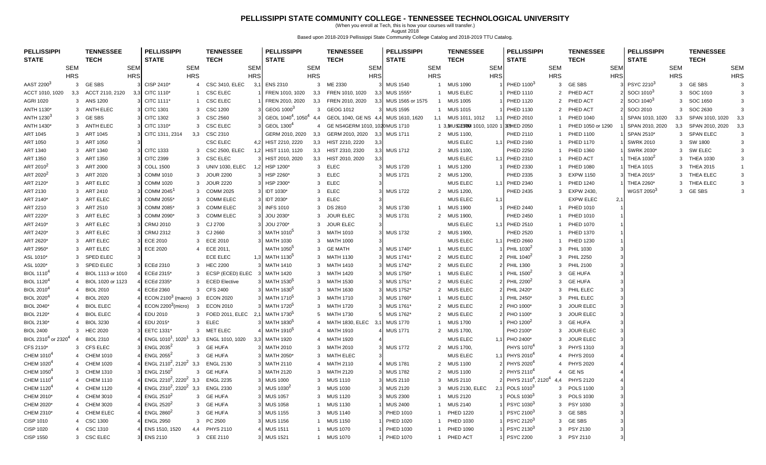# PELLISSIPPI STATE COMMUNITY COLLEGE - TENNESSEE TECHNOLOGICAL UNIVERSITY

(When you enroll at Tech, this is how your courses will transfer.)

August 2018

Based upon 2018-2019 Pellissippi State Community College Catalog and 2018-2019 TTU Catalog.

| PELLISSIPPI STATE | SEM HRS | TENNESSEE TECH | SEM HRS |
|---|---|---|---|
| AAST 2200[3] | 3 | GE SBS | 3 |
| ACCT 1010, 1020 | 3,3 | ACCT 2110, 2120 | 3,3 |
| AGRI 1020 | 3 | ANS 1200 | 3 |
| ANTH 1130* | 3 | ANTH ELEC | 3 |
| ANTH 1230[3] | 3 | GE SBS | 3 |
| ANTH 1430* | 3 | ANTH ELEC | 3 |
| ART 1045 | 3 | ART 1045 | 3 |
| ART 1050 | 3 | ART 1050 | 3 |
| ART 1340 | 3 | ART 1340 | 3 |
| ART 1350 | 3 | ART 1350 | 3 |
| ART 2010[2] | 3 | ART 2000 | 3 |
| ART 2020[2] | 3 | ART 2020 | 3 |
| ART 2120* | 3 | ART ELEC | 3 |
| ART 2130 | 3 | ART 2410 | 3 |
| ART 2140* | 3 | ART ELEC | 3 |
| ART 2210 | 3 | ART 2510 | 3 |
| ART 2220* | 3 | ART ELEC | 3 |
| ART 2410* | 3 | ART ELEC | 3 |
| ART 2420* | 3 | ART ELEC | 3 |
| ART 2620* | 3 | ART ELEC | 3 |
| ART 2950* | 3 | ART ELEC | 3 |
| ASL 1010* | 3 | SPED ELEC | 3 |
| ASL 1020* | 3 | SPED ELEC | 3 |
| BIOL 1110[4] | 4 | BIOL 1113 or 1010 | 4 |
| BIOL 1120[4] | 4 | BIOL 1020 or 1123 | 4 |
| BIOL 2010[4] | 4 | BIOL 2010 | 4 |
| BIOL 2020[4] | 4 | BIOL 2020 | 4 |
| BIOL 2040* | 4 | BIOL ELEC | 4 |
| BIOL 2120* | 4 | BIOL ELEC | 4 |
| BIOL 2130* | 4 | BIOL 3230 | 4 |
| BIOL 2400 | 3 | HEC 2020 | 3 |
| BIOL 2310[4] or 2320[4] | 4 | BIOL 2310 | 4 |
| CFS 2110* | 3 | CFS ELEC | 3 |
| CHEM 1010[4] | 4 | CHEM 1010 | 4 |
| CHEM 1020[4] | 4 | CHEM 1020 | 4 |
| CHEM 1050[4] | 3 | CHEM 1310 | 3 |
| CHEM 1110[4] | 4 | CHEM 1110 | 4 |
| CHEM 1120[4] | 4 | CHEM 1120 | 4 |
| CHEM 2010* | 4 | CHEM 3010 | 4 |
| CHEM 2020* | 4 | CHEM 3020 | 4 |
| CHEM 2310* | 4 | CHEM ELEC | 4 |
| CISP 1010 | 4 | CSC 1300 | 4 |
| CISP 1020 | 4 | CSC 1310 | 4 |
| CISP 1550 | 3 | CSC ELEC | 3 |
| CISP 2410* | 4 | CSC 3410, ELEC | 3,1 |
| CITC 1110* | 1 | CSC ELEC | 1 |
| CITC 1111* | 1 | CSC ELEC | 1 |
| CITC 1301 | 3 | CSC 1200 | 3 |
| CITC 1302 | 3 | CSC 2560 | 3 |
| CITC 1310* | 3 | CSC ELEC | 3 |
| CITC 1311, 2314 | 3,3 | CSC 2310 | |
| | | CSC ELEC | 4,2 |
| CITC 1333 | 3 | CSC 2500, ELEC | 1,2 |
| CITC 2399 | 3 | CSC ELEC | 3 |
| COLL 1500 | 3 | UNIV 1030, ELEC | 1,2 |
| COMM 1010 | 3 | JOUR 2200 | 3 |
| COMM 1020 | 3 | JOUR 2220 | 3 |
| COMM 2045[1] | 3 | COMM 2025 | 3 |
| COMM 2055* | 3 | COMM ELEC | 3 |
| COMM 2085* | 3 | COMM ELEC | 3 |
| COMM 2090* | 3 | COMM ELEC | 3 |
| CRMJ 2010 | 3 | CJ 2700 | 3 |
| CRMJ 2312 | 3 | CJ 2660 | 3 |
| ECE 2010 | 3 | ECE 2010 | 3 |
| ECE 2020 | 4 | ECE 2011, | |
| | | ECE ELEC | 1,3 |
| ECEd 2310 | 3 | HEC 2200 | 3 |
| ECEd 2315* | 3 | ECSP (ECED) ELEC | 3 |
| ECEd 2335* | 3 | ECED Elective | 3 |
| ECEd 2360 | 3 | CFS 2400 | 3 |
| ECON 2100[3] (macro) | 3 | ECON 2020 | 3 |
| ECON 2200[3](micro) | 3 | ECON 2010 | 3 |
| EDU 2010 | 3 | FOED 2011, ELEC | 2,1 |
| EDU 2015* | 3 | ELEC | 3 |
| EETC 1331* | 3 | MET ELEC | 3 |
| ENGL 1010[1], 1020[1] | 3,3 | ENGL 1010, 1020 | 3,3 |
| ENGL 2035[2] | 3 | GE HUFA | 3 |
| ENGL 2055[2] | 3 | GE HUFA | 3 |
| ENGL 2110[2], 2120[2] | 3,3 | ENGL 2130 | 3 |
| ENGL 2150[2] | 3 | GE HUFA | 3 |
| ENGL 2210[2], 2220[2] | 3,3 | ENGL 2235 | 3 |
| ENGL 2310[2], 2320[2] | 3,3 | ENGL 2330 | 3 |
| ENGL 2510[2] | 3 | GE HUFA | 3 |
| ENGL 2520[2] | 3 | GE HUFA | 3 |
| ENGL 2860[2] | 3 | GE HUFA | 3 |
| ENGL 2950 | 3 | PC 2500 | 3 |
| ENS 1510, 1520 | 4,4 | PHYS 2110 | 4 |
| ENS 2110 | 3 | CEE 2110 | 3 |
| ENS 2310 | 3 | ME 2330 | 3 |
| FREN 1010, 1020 | 3,3 | FREN 1010, 1020 | 3,3 |
| FREN 2010, 2020 | 3,3 | FREN 2010, 2020 | 3,3 |
| GEOG 1000[3] | 3 | GEOG 1012 | 3 |
| GEOL 1040[4], 1050[4] | 4,4 | GEOL 1040, GE NS | 4,4 |
| GEOL 1300[4] | 4 | GE NS | 4 |
| GERM 1010, 1020 | 3,3 | GERM 1010, 1020 | 3,3 |
| GERM 2010, 2020 | 3,3 | GERM 2010, 2020 | 3,3 |
| HIST 2210, 2220 | 3,3 | HIST 2210, 2220 | 3,3 |
| HIST 1110, 1120 | 3,3 | HIST 2310, 2320 | 3,3 |
| HIST 2010, 2020 | 3,3 | HIST 2010, 2020 | 3,3 |
| HSP 1200* | 3 | ELEC | 3 |
| HSP 2260* | 3 | ELEC | 3 |
| HSP 2300* | 3 | ELEC | 3 |
| IDT 1030* | 3 | ELEC | 3 |
| IDT 2030* | 3 | ELEC | 3 |
| INFS 1010 | 3 | DS 2810 | 3 |
| JOU 2030* | 3 | JOUR ELEC | 3 |
| JOU 2700* | 3 | JOUR ELEC | 3 |
| MATH 1010[5] | 3 | MATH 1010 | 3 |
| MATH 1050[5] | 3 | GE MATH | 3 |
| MATH 1130[5] | 3 | MATH 1130 | 3 |
| MATH 1410 | 3 | MATH 1410 | 3 |
| MATH 1420 | 3 | MATH 1420 | 3 |
| MATH 1530[5] | 3 | MATH 1530 | 3 |
| MATH 1630[5] | 3 | MATH 1630 | 3 |
| MATH 1710[5] | 3 | MATH 1710 | 3 |
| MATH 1720[5] | 3 | MATH 1720 | 3 |
| MATH 1730[5] | 5 | MATH 1730 | 5 |
| MATH 1830[5] | 4 | MATH 1830, ELEC | 3,1 |
| MATH 1910[5] | 4 | MATH 1910 | 4 |
| MATH 1920 | 4 | MATH 1920 | 4 |
| MATH 2010 | 3 | MATH 2010 | 3 |
| MATH 2050* | 3 | MATH ELEC | 3 |
| MATH 2110 | 4 | MATH 2110 | 4 |
| MATH 2120 | 3 | MATH 2120 | 3 |
| MUS 1000 | 3 | MUS 1110 | 3 |
| MUS 1030[2] | 3 | MUS 1030 | 3 |
| MUS 1057 | 3 | MUS 1120 | 3 |
| MUS 1058 | 1 | MUS 1130 | 1 |
| MUS 1155 | 3 | MUS 1140 | 3 |
| MUS 1156 | 1 | MUS 1150 | 1 |
| MUS 1511 | 1 | MUS 1070 | 1 |
| MUS 1521 | 1 | MUS 1070 | 1 |
| MUS 1540 | 1 | MUS 1090 | 1 |
| MUS 1555* | 1 | MUS ELEC | 1 |
| MUS 1565 or 1575 | 1 | MUS 1005 | 1 |
| MUS 1595 | 1 | MUS 1015 | 1 |
| MUS 1610, 1620 | 1,1 | MUS 1011, 1012 | 1,1 |
| MUS 1710 | 1 | MUS 1010 | 1 |
| MUS 1711 | 2 | MUS 1100, | |
| | | MUS ELEC | 1,1 |
| MUS 1712 | 2 | MUS 1100, | |
| | | MUS ELEC | 1,1 |
| MUS 1720 | 1 | MUS 1200 | 1 |
| MUS 1721 | 2 | MUS 1200, | |
| | | MUS ELEC | 1,1 |
| MUS 1722 | 2 | MUS 1200, | |
| | | MUS ELEC | 1,1 |
| MUS 1730 | 1 | MUS 1900 | 1 |
| MUS 1731 | 2 | MUS 1900, | |
| | | MUS ELEC | 1,1 |
| MUS 1732 | 2 | MUS 1900, | |
| | | MUS ELEC | 1,1 |
| MUS 1740* | 1 | MUS ELEC | 1 |
| MUS 1741* | 2 | MUS ELEC | 2 |
| MUS 1742* | 2 | MUS ELEC | 2 |
| MUS 1750* | 1 | MUS ELEC | 1 |
| MUS 1751* | 2 | MUS ELEC | 2 |
| MUS 1752* | 2 | MUS ELEC | 2 |
| MUS 1760* | 1 | MUS ELEC | 1 |
| MUS 1761* | 2 | MUS ELEC | 2 |
| MUS 1762* | 2 | MUS ELEC | 2 |
| MUS 1770 | 1 | MUS 1700 | 1 |
| MUS 1771 | 2 | MUS 1700, | |
| | | MUS ELEC | 1,1 |
| MUS 1772 | 2 | MUS 1700, | |
| | | MUS ELEC | 1,1 |
| MUS 1781 | 2 | MUS 1100 | 2 |
| MUS 1782 | 2 | MUS 1100 | 2 |
| MUS 2110 | 3 | MUS 2110 | 2 |
| MUS 2120 | 3 | MUS 2130, ELEC | 2,1 |
| MUS 2300 | 1 | MUS 2120 | 1 |
| MUS 2400 | 1 | MUS 2140 | 1 |
| PHED 1010 | 1 | PHED 1220 | 1 |
| PHED 1020 | 1 | PHED 1030 | 1 |
| PHED 1030 | 1 | PHED 1090 | 1 |
| PHED 1070 | 1 | PHED ACT | 1 |
| PHED 1100[3] | 3 | GE SBS | 3 |
| PHED 1110 | 2 | PHED ACT | 2 |
| PHED 1120 | 2 | PHED ACT | 2 |
| PHED 1130 | 2 | PHED ACT | 2 |
| PHED 2010 | 1 | PHED 1040 | 1 |
| PHED 2050 | 1 | PHED 1050 or 1290 | 1 |
| PHED 2110 | 1 | PHED 1100 | 1 |
| PHED 2160 | 1 | PHED 1170 | 1 |
| PHED 2250 | 1 | PHED 1360 | 1 |
| PHED 2310 | 1 | PHED ACT | 1 |
| PHED 2330 | 1 | PHED 1080 | 1 |
| PHED 2335 | 3 | EXPW 1150 | 3 |
| PHED 2340 | 1 | PHED 1240 | 1 |
| PHED 2435 | 3 | EXPW 2430, | |
| | | EXPW ELEC | 2,1 |
| PHED 2440 | 1 | PHED 1010 | 1 |
| PHED 2450 | 1 | PHED 1010 | 1 |
| PHED 2510 | 1 | PHED 1070 | 1 |
| PHED 2520 | 1 | PHED 1370 | 1 |
| PHED 2660 | 1 | PHED 1230 | 1 |
| PHIL 1030[2] | 3 | PHIL 1030 | 3 |
| PHIL 1040[2] | 3 | PHIL 2250 | 3 |
| PHIL 1300 | 3 | PHIL 2100 | 3 |
| PHIL 1500[2] | 3 | GE HUFA | 3 |
| PHIL 2200[2] | 3 | GE HUFA | 3 |
| PHIL 2420* | 3 | PHIL ELEC | 3 |
| PHIL 2450* | 3 | PHIL ELEC | 3 |
| PHO 1000* | 3 | JOUR ELEC | 3 |
| PHO 1100* | 3 | JOUR ELEC | 3 |
| PHO 1200[2] | 3 | GE HUFA | 3 |
| PHO 2100* | 3 | JOUR ELEC | 3 |
| PHO 2400* | 3 | JOUR ELEC | 3 |
| PHYS 1070[4] | 3 | PHYS 1310 | 3 |
| PHYS 2010[4] | 4 | PHYS 2010 | 4 |
| PHYS 2020[4] | 4 | PHYS 2020 | 4 |
| PHYS 2110[4] | 4 | GE NS | 4 |
| PHYS 2110[4], 2120[4] | 4,4 | PHYS 2120 | 4 |
| POLS 1010[3] | 3 | POLS 1100 | 3 |
| POLS 1030[3] | 3 | POLS 1030 | 3 |
| PSYC 1030[3] | 3 | PSY 1030 | 3 |
| PSYC 2100[3] | 3 | GE SBS | 3 |
| PSYC 2120[3] | 3 | GE SBS | 3 |
| PSYC 2130[3] | 3 | PSY 2130 | 3 |
| PSYC 2200 | 3 | PSY 2110 | 3 |
| PSYC 2210[3] | 3 | GE SBS | 3 |
| SOCI 1010[3] | 3 | SOC 1010 | 3 |
| SOCI 1040[3] | 3 | SOC 1650 | 3 |
| SOCI 2010 | 3 | SOC 2630 | 3 |
| SPAN 1010, 1020 | 3,3 | SPAN 1010, 1020 | 3,3 |
| SPAN 2010, 2020 | 3,3 | SPAN 2010, 2020 | 3,3 |
| SPAN 2510* | 3 | SPAN ELEC | 3 |
| SWRK 2010 | 3 | SW 1800 | 3 |
| SWRK 2030* | 3 | SW ELEC | 3 |
| THEA 1030[2] | 3 | THEA 1030 | 3 |
| THEA 1015 | 3 | THEA 2015 | 1 |
| THEA 2015* | 3 | THEA ELEC | 3 |
| THEA 2260* | 3 | THEA ELEC | 3 |
| WGST 2050[3] | 3 | GE SBS | 3 |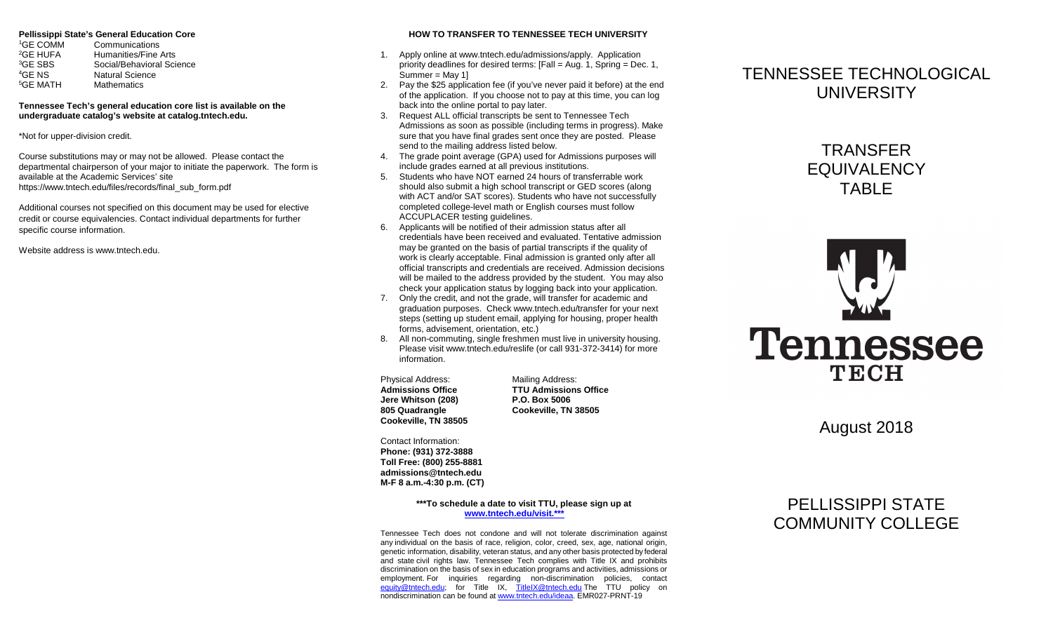**Pellissippi State's General Education Core**

| | |
|---|---|
| [1]GE COMM | Communications |
| [2]GE HUFA | Humanities/Fine Arts |
| [3]GE SBS | Social/Behavioral Science |
| [4]GE NS | Natural Science |
| [5]GE MATH | Mathematics |

**Tennessee Tech's general education core list is available on the undergraduate catalog's website at catalog.tntech.edu.**

*Not for upper-division credit.

Course substitutions may or may not be allowed. Please contact the departmental chairperson of your major to initiate the paperwork. The form is available at the Academic Services' site https://www.tntech.edu/files/records/final_sub_form.pdf

Additional courses not specified on this document may be used for elective credit or course equivalencies. Contact individual departments for further specific course information.

Website address is www.tntech.edu.

## HOW TO TRANSFER TO TENNESSEE TECH UNIVERSITY

1. Apply online at www.tntech.edu/admissions/apply. Application priority deadlines for desired terms: [Fall = Aug. 1, Spring = Dec. 1, Summer = May 1]
2. Pay the $25 application fee (if you've never paid it before) at the end of the application. If you choose not to pay at this time, you can log back into the online portal to pay later.
3. Request ALL official transcripts be sent to Tennessee Tech Admissions as soon as possible (including terms in progress). Make sure that you have final grades sent once they are posted. Please send to the mailing address listed below.
4. The grade point average (GPA) used for Admissions purposes will include grades earned at all previous institutions.
5. Students who have NOT earned 24 hours of transferrable work should also submit a high school transcript or GED scores (along with ACT and/or SAT scores). Students who have not successfully completed college-level math or English courses must follow ACCUPLACER testing guidelines.
6. Applicants will be notified of their admission status after all credentials have been received and evaluated. Tentative admission may be granted on the basis of partial transcripts if the quality of work is clearly acceptable. Final admission is granted only after all official transcripts and credentials are received. Admission decisions will be mailed to the address provided by the student. You may also check your application status by logging back into your application.
7. Only the credit, and not the grade, will transfer for academic and graduation purposes. Check www.tntech.edu/transfer for your next steps (setting up student email, applying for housing, proper health forms, advisement, orientation, etc.)
8. All non-commuting, single freshmen must live in university housing. Please visit www.tntech.edu/reslife (or call 931-372-3414) for more information.

Physical Address:
**Admissions Office**
**Jere Whitson (208)**
**805 Quadrangle**
**Cookeville, TN 38505**

Mailing Address:
**TTU Admissions Office**
**P.O. Box 5006**
**Cookeville, TN 38505**

Contact Information:
**Phone: (931) 372-3888**
**Toll Free: (800) 255-8881**
**admissions@tntech.edu**
**M-F 8 a.m.-4:30 p.m. (CT)**

**\*\*\*To schedule a date to visit TTU, please sign up at www.tntech.edu/visit.\*\*\***

Tennessee Tech does not condone and will not tolerate discrimination against any individual on the basis of race, religion, color, creed, sex, age, national origin, genetic information, disability, veteran status, and any other basis protected by federal and state civil rights law. Tennessee Tech complies with Title IX and prohibits discrimination on the basis of sex in education programs and activities, admissions or employment. For inquiries regarding non-discrimination policies, contact equity@tntech.edu; for Title IX, TitleIX@tntech.edu The TTU policy on nondiscrimination can be found at www.tntech.edu/ideaa. EMR027-PRNT-19

# TENNESSEE TECHNOLOGICAL UNIVERSITY

## TRANSFER EQUIVALENCY TABLE

Tennessee TECH

August 2018

## PELLISSIPPI STATE COMMUNITY COLLEGE